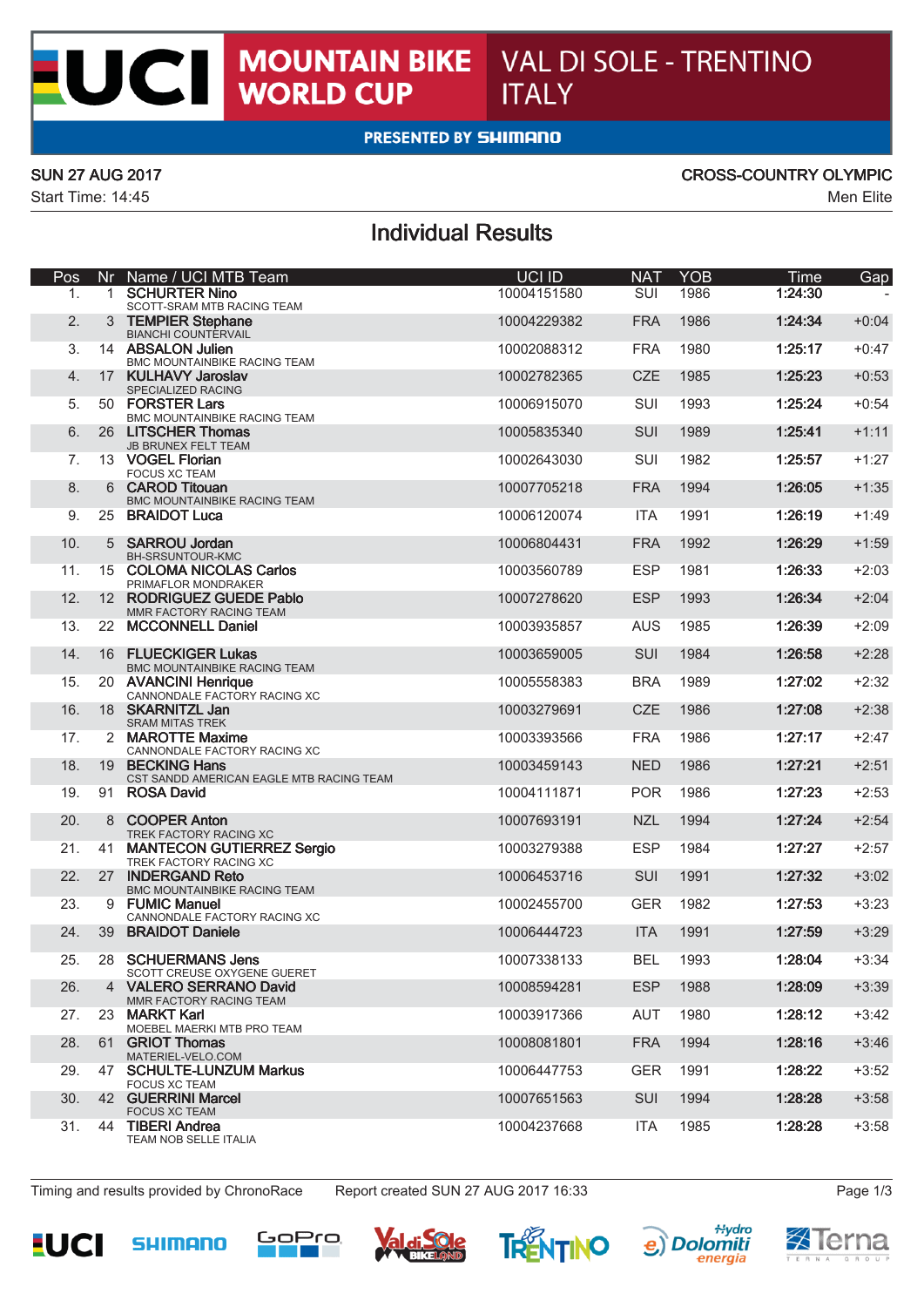# UCI MOUNTAIN BIKE WORLD CUP — VAL DI SOLE - TRENTINO ITALY

PRESENTED BY SHIMANO

SUN 27 AUG 2017 — CROSS-COUNTRY OLYMPIC

Start Time: 14:45 — Men Elite

## Individual Results

| Pos | Nr | Name / UCI MTB Team | UCI ID | NAT | YOB | Time | Gap |
|---|---|---|---|---|---|---|---|
| 1. | 1 | **SCHURTER Nino**<br>SCOTT-SRAM MTB RACING TEAM | 10004151580 | SUI | 1986 | **1:24:30** | - |
| 2. | 3 | **TEMPIER Stephane**<br>BIANCHI COUNTERVAIL | 10004229382 | FRA | 1986 | **1:24:34** | +0:04 |
| 3. | 14 | **ABSALON Julien**<br>BMC MOUNTAINBIKE RACING TEAM | 10002088312 | FRA | 1980 | **1:25:17** | +0:47 |
| 4. | 17 | **KULHAVY Jaroslav**<br>SPECIALIZED RACING | 10002782365 | CZE | 1985 | **1:25:23** | +0:53 |
| 5. | 50 | **FORSTER Lars**<br>BMC MOUNTAINBIKE RACING TEAM | 10006915070 | SUI | 1993 | **1:25:24** | +0:54 |
| 6. | 26 | **LITSCHER Thomas**<br>JB BRUNEX FELT TEAM | 10005835340 | SUI | 1989 | **1:25:41** | +1:11 |
| 7. | 13 | **VOGEL Florian**<br>FOCUS XC TEAM | 10002643030 | SUI | 1982 | **1:25:57** | +1:27 |
| 8. | 6 | **CAROD Titouan**<br>BMC MOUNTAINBIKE RACING TEAM | 10007705218 | FRA | 1994 | **1:26:05** | +1:35 |
| 9. | 25 | **BRAIDOT Luca** | 10006120074 | ITA | 1991 | **1:26:19** | +1:49 |
| 10. | 5 | **SARROU Jordan**<br>BH-SRSUNTOUR-KMC | 10006804431 | FRA | 1992 | **1:26:29** | +1:59 |
| 11. | 15 | **COLOMA NICOLAS Carlos**<br>PRIMAFLOR MONDRAKER | 10003560789 | ESP | 1981 | **1:26:33** | +2:03 |
| 12. | 12 | **RODRIGUEZ GUEDE Pablo**<br>MMR FACTORY RACING TEAM | 10007278620 | ESP | 1993 | **1:26:34** | +2:04 |
| 13. | 22 | **MCCONNELL Daniel** | 10003935857 | AUS | 1985 | **1:26:39** | +2:09 |
| 14. | 16 | **FLUECKIGER Lukas**<br>BMC MOUNTAINBIKE RACING TEAM | 10003659005 | SUI | 1984 | **1:26:58** | +2:28 |
| 15. | 20 | **AVANCINI Henrique**<br>CANNONDALE FACTORY RACING XC | 10005558383 | BRA | 1989 | **1:27:02** | +2:32 |
| 16. | 18 | **SKARNITZL Jan**<br>SRAM MITAS TREK | 10003279691 | CZE | 1986 | **1:27:08** | +2:38 |
| 17. | 2 | **MAROTTE Maxime**<br>CANNONDALE FACTORY RACING XC | 10003393566 | FRA | 1986 | **1:27:17** | +2:47 |
| 18. | 19 | **BECKING Hans**<br>CST SANDD AMERICAN EAGLE MTB RACING TEAM | 10003459143 | NED | 1986 | **1:27:21** | +2:51 |
| 19. | 91 | **ROSA David** | 10004111871 | POR | 1986 | **1:27:23** | +2:53 |
| 20. | 8 | **COOPER Anton**<br>TREK FACTORY RACING XC | 10007693191 | NZL | 1994 | **1:27:24** | +2:54 |
| 21. | 41 | **MANTECON GUTIERREZ Sergio**<br>TREK FACTORY RACING XC | 10003279388 | ESP | 1984 | **1:27:27** | +2:57 |
| 22. | 27 | **INDERGAND Reto**<br>BMC MOUNTAINBIKE RACING TEAM | 10006453716 | SUI | 1991 | **1:27:32** | +3:02 |
| 23. | 9 | **FUMIC Manuel**<br>CANNONDALE FACTORY RACING XC | 10002455700 | GER | 1982 | **1:27:53** | +3:23 |
| 24. | 39 | **BRAIDOT Daniele** | 10006444723 | ITA | 1991 | **1:27:59** | +3:29 |
| 25. | 28 | **SCHUERMANS Jens**<br>SCOTT CREUSE OXYGENE GUERET | 10007338133 | BEL | 1993 | **1:28:04** | +3:34 |
| 26. | 4 | **VALERO SERRANO David**<br>MMR FACTORY RACING TEAM | 10008594281 | ESP | 1988 | **1:28:09** | +3:39 |
| 27. | 23 | **MARKT Karl**<br>MOEBEL MAERKI MTB PRO TEAM | 10003917366 | AUT | 1980 | **1:28:12** | +3:42 |
| 28. | 61 | **GRIOT Thomas**<br>MATERIEL-VELO.COM | 10008081801 | FRA | 1994 | **1:28:16** | +3:46 |
| 29. | 47 | **SCHULTE-LUNZUM Markus**<br>FOCUS XC TEAM | 10006447753 | GER | 1991 | **1:28:22** | +3:52 |
| 30. | 42 | **GUERRINI Marcel**<br>FOCUS XC TEAM | 10007651563 | SUI | 1994 | **1:28:28** | +3:58 |
| 31. | 44 | **TIBERI Andrea**<br>TEAM NOB SELLE ITALIA | 10004237668 | ITA | 1985 | **1:28:28** | +3:58 |

Timing and results provided by ChronoRace — Report created SUN 27 AUG 2017 16:33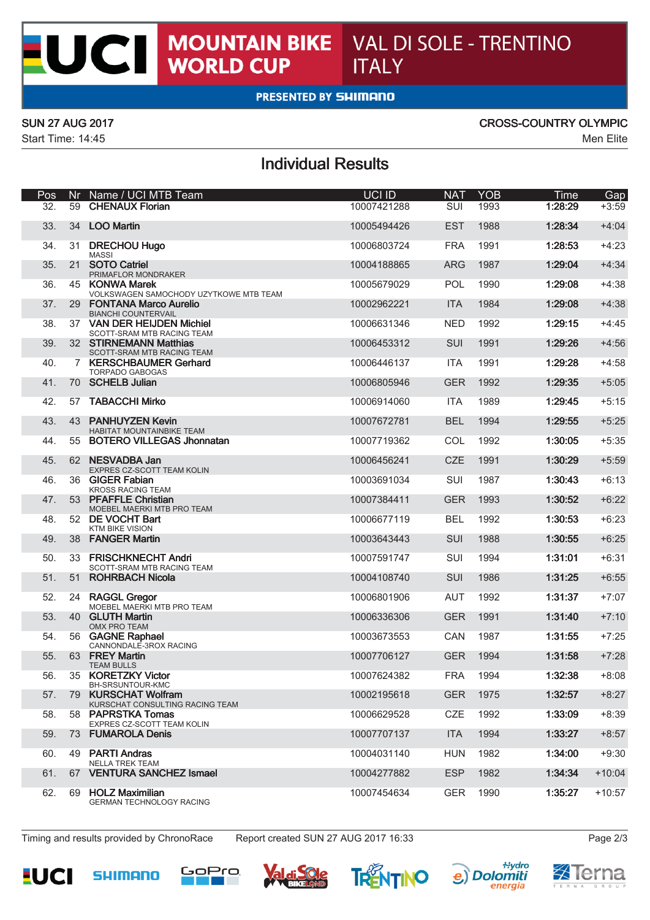# UCI MOUNTAIN BIKE WORLD CUP — VAL DI SOLE - TRENTINO ITALY

PRESENTED BY SHIMANO

SUN 27 AUG 2017 — CROSS-COUNTRY OLYMPIC

Start Time: 14:45 — Men Elite

## Individual Results

| Pos | Nr | Name / UCI MTB Team | UCI ID | NAT | YOB | Time | Gap |
|---|---|---|---|---|---|---|---|
| 32. | 59 | **CHENAUX Florian** | 10007421288 | SUI | 1993 | **1:28:29** | +3:59 |
| 33. | 34 | **LOO Martin** | 10005494426 | EST | 1988 | **1:28:34** | +4:04 |
| 34. | 31 | **DRECHOU Hugo** MASSI | 10006803724 | FRA | 1991 | **1:28:53** | +4:23 |
| 35. | 21 | **SOTO Catriel** PRIMAFLOR MONDRAKER | 10004188865 | ARG | 1987 | **1:29:04** | +4:34 |
| 36. | 45 | **KONWA Marek** VOLKSWAGEN SAMOCHODY UZYTKOWE MTB TEAM | 10005679029 | POL | 1990 | **1:29:08** | +4:38 |
| 37. | 29 | **FONTANA Marco Aurelio** BIANCHI COUNTERVAIL | 10002962221 | ITA | 1984 | **1:29:08** | +4:38 |
| 38. | 37 | **VAN DER HEIJDEN Michiel** SCOTT-SRAM MTB RACING TEAM | 10006631346 | NED | 1992 | **1:29:15** | +4:45 |
| 39. | 32 | **STIRNEMANN Matthias** SCOTT-SRAM MTB RACING TEAM | 10006453312 | SUI | 1991 | **1:29:26** | +4:56 |
| 40. | 7 | **KERSCHBAUMER Gerhard** TORPADO GABOGAS | 10006446137 | ITA | 1991 | **1:29:28** | +4:58 |
| 41. | 70 | **SCHELB Julian** | 10006805946 | GER | 1992 | **1:29:35** | +5:05 |
| 42. | 57 | **TABACCHI Mirko** | 10006914060 | ITA | 1989 | **1:29:45** | +5:15 |
| 43. | 43 | **PANHUYZEN Kevin** HABITAT MOUNTAINBIKE TEAM | 10007672781 | BEL | 1994 | **1:29:55** | +5:25 |
| 44. | 55 | **BOTERO VILLEGAS Jhonnatan** | 10007719362 | COL | 1992 | **1:30:05** | +5:35 |
| 45. | 62 | **NESVADBA Jan** EXPRES CZ-SCOTT TEAM KOLIN | 10006456241 | CZE | 1991 | **1:30:29** | +5:59 |
| 46. | 36 | **GIGER Fabian** KROSS RACING TEAM | 10003691034 | SUI | 1987 | **1:30:43** | +6:13 |
| 47. | 53 | **PFAFFLE Christian** MOEBEL MAERKI MTB PRO TEAM | 10007384411 | GER | 1993 | **1:30:52** | +6:22 |
| 48. | 52 | **DE VOCHT Bart** KTM BIKE VISION | 10006677119 | BEL | 1992 | **1:30:53** | +6:23 |
| 49. | 38 | **FANGER Martin** | 10003643443 | SUI | 1988 | **1:30:55** | +6:25 |
| 50. | 33 | **FRISCHKNECHT Andri** SCOTT-SRAM MTB RACING TEAM | 10007591747 | SUI | 1994 | **1:31:01** | +6:31 |
| 51. | 51 | **ROHRBACH Nicola** | 10004108740 | SUI | 1986 | **1:31:25** | +6:55 |
| 52. | 24 | **RAGGL Gregor** MOEBEL MAERKI MTB PRO TEAM | 10006801906 | AUT | 1992 | **1:31:37** | +7:07 |
| 53. | 40 | **GLUTH Martin** OMX PRO TEAM | 10006336306 | GER | 1991 | **1:31:40** | +7:10 |
| 54. | 56 | **GAGNE Raphael** CANNONDALE-3ROX RACING | 10003673553 | CAN | 1987 | **1:31:55** | +7:25 |
| 55. | 63 | **FREY Martin** TEAM BULLS | 10007706127 | GER | 1994 | **1:31:58** | +7:28 |
| 56. | 35 | **KORETZKY Victor** BH-SRSUNTOUR-KMC | 10007624382 | FRA | 1994 | **1:32:38** | +8:08 |
| 57. | 79 | **KURSCHAT Wolfram** KURSCHAT CONSULTING RACING TEAM | 10002195618 | GER | 1975 | **1:32:57** | +8:27 |
| 58. | 58 | **PAPRSTKA Tomas** EXPRES CZ-SCOTT TEAM KOLIN | 10006629528 | CZE | 1992 | **1:33:09** | +8:39 |
| 59. | 73 | **FUMAROLA Denis** | 10007707137 | ITA | 1994 | **1:33:27** | +8:57 |
| 60. | 49 | **PARTI Andras** NELLA TREK TEAM | 10004031140 | HUN | 1982 | **1:34:00** | +9:30 |
| 61. | 67 | **VENTURA SANCHEZ Ismael** | 10004277882 | ESP | 1982 | **1:34:34** | +10:04 |
| 62. | 69 | **HOLZ Maximilian** GERMAN TECHNOLOGY RACING | 10007454634 | GER | 1990 | **1:35:27** | +10:57 |

Timing and results provided by ChronoRace — Report created SUN 27 AUG 2017 16:33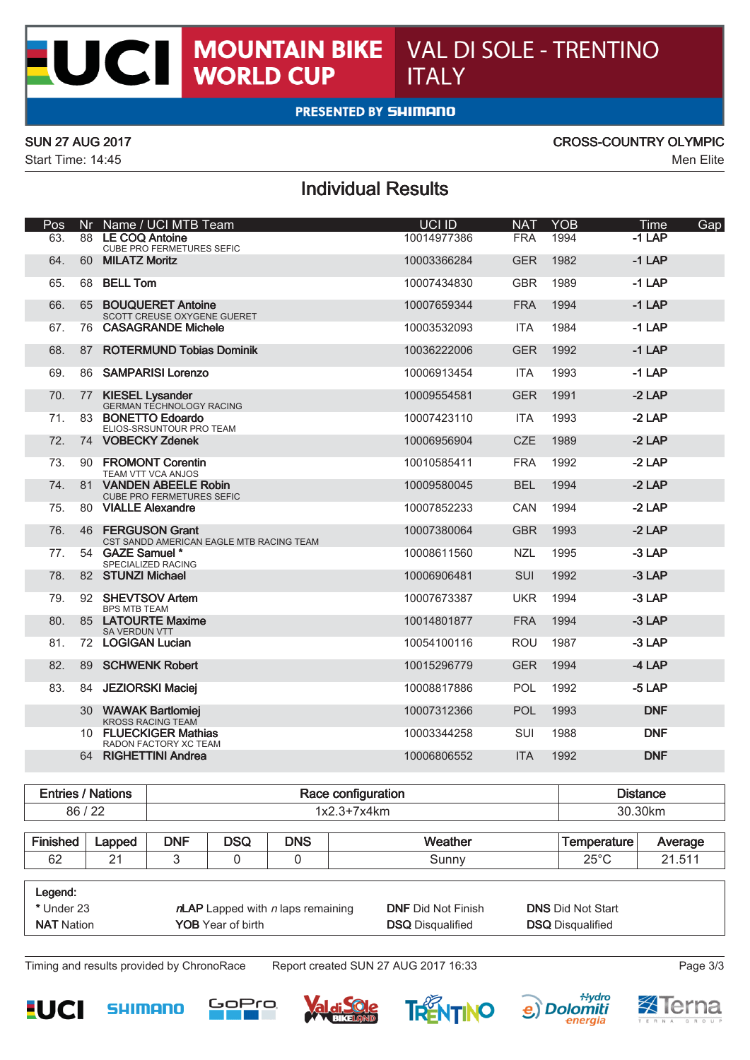# UCI MOUNTAIN BIKE WORLD CUP

## VAL DI SOLE - TRENTINO ITALY

PRESENTED BY SHIMANO

SUN 27 AUG 2017 — CROSS-COUNTRY OLYMPIC

Start Time: 14:45 — Men Elite

## Individual Results

| Pos | Nr | Name / UCI MTB Team | UCI ID | NAT | YOB | Time | Gap |
|---|---|---|---|---|---|---|---|
| 63. | 88 | **LE COQ Antoine**<br>CUBE PRO FERMETURES SEFIC | 10014977386 | FRA | 1994 | -1 LAP | |
| 64. | 60 | **MILATZ Moritz** | 10003366284 | GER | 1982 | -1 LAP | |
| 65. | 68 | **BELL Tom** | 10007434830 | GBR | 1989 | -1 LAP | |
| 66. | 65 | **BOUQUERET Antoine**<br>SCOTT CREUSE OXYGENE GUERET | 10007659344 | FRA | 1994 | -1 LAP | |
| 67. | 76 | **CASAGRANDE Michele** | 10003532093 | ITA | 1984 | -1 LAP | |
| 68. | 87 | **ROTERMUND Tobias Dominik** | 10036222006 | GER | 1992 | -1 LAP | |
| 69. | 86 | **SAMPARISI Lorenzo** | 10006913454 | ITA | 1993 | -1 LAP | |
| 70. | 77 | **KIESEL Lysander**<br>GERMAN TECHNOLOGY RACING | 10009554581 | GER | 1991 | -2 LAP | |
| 71. | 83 | **BONETTO Edoardo**<br>ELIOS-SRSUNTOUR PRO TEAM | 10007423110 | ITA | 1993 | -2 LAP | |
| 72. | 74 | **VOBECKY Zdenek** | 10006956904 | CZE | 1989 | -2 LAP | |
| 73. | 90 | **FROMONT Corentin**<br>TEAM VTT VCA ANJOS | 10010585411 | FRA | 1992 | -2 LAP | |
| 74. | 81 | **VANDEN ABEELE Robin**<br>CUBE PRO FERMETURES SEFIC | 10009580045 | BEL | 1994 | -2 LAP | |
| 75. | 80 | **VIALLE Alexandre** | 10007852233 | CAN | 1994 | -2 LAP | |
| 76. | 46 | **FERGUSON Grant**<br>CST SANDD AMERICAN EAGLE MTB RACING TEAM | 10007380064 | GBR | 1993 | -2 LAP | |
| 77. | 54 | **GAZE Samuel \***<br>SPECIALIZED RACING | 10008611560 | NZL | 1995 | -3 LAP | |
| 78. | 82 | **STUNZI Michael** | 10006906481 | SUI | 1992 | -3 LAP | |
| 79. | 92 | **SHEVTSOV Artem**<br>BPS MTB TEAM | 10007673387 | UKR | 1994 | -3 LAP | |
| 80. | 85 | **LATOURTE Maxime**<br>SA VERDUN VTT | 10014801877 | FRA | 1994 | -3 LAP | |
| 81. | 72 | **LOGIGAN Lucian** | 10054100116 | ROU | 1987 | -3 LAP | |
| 82. | 89 | **SCHWENK Robert** | 10015296779 | GER | 1994 | -4 LAP | |
| 83. | 84 | **JEZIORSKI Maciej** | 10008817886 | POL | 1992 | -5 LAP | |
| | 30 | **WAWAK Bartlomiej**<br>KROSS RACING TEAM | 10007312366 | POL | 1993 | DNF | |
| | 10 | **FLUECKIGER Mathias**<br>RADON FACTORY XC TEAM | 10003344258 | SUI | 1988 | DNF | |
| | 64 | **RIGHETTINI Andrea** | 10006806552 | ITA | 1992 | DNF | |

| Entries / Nations | Race configuration | Distance |
|---|---|---|
| 86 / 22 | 1x2.3+7x4km | 30.30km |

| Finished | Lapped | DNF | DSQ | DNS | Weather | Temperature | Average |
|---|---|---|---|---|---|---|---|
| 62 | 21 | 3 | 0 | 0 | Sunny | 25°C | 21.511 |

**Legend:**
- \* Under 23
- **NAT** Nation
- *n***LAP** Lapped with *n* laps remaining
- **YOB** Year of birth
- **DNF** Did Not Finish
- **DSQ** Disqualified
- **DNS** Did Not Start
- **DSQ** Disqualified

Timing and results provided by ChronoRace — Report created SUN 27 AUG 2017 16:33